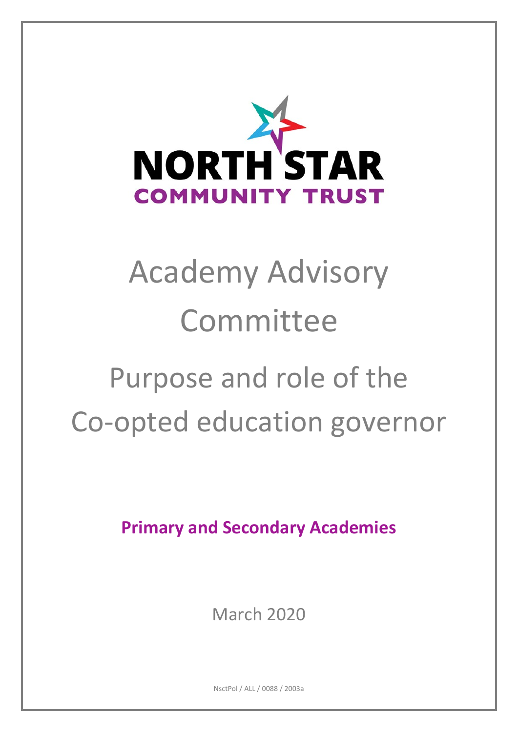NORTH STAR
COMMUNITY TRUST

# Academy Advisory Committee

# Purpose and role of the Co-opted education governor

**Primary and Secondary Academies**

March 2020

NsctPol / ALL / 0088 / 2003a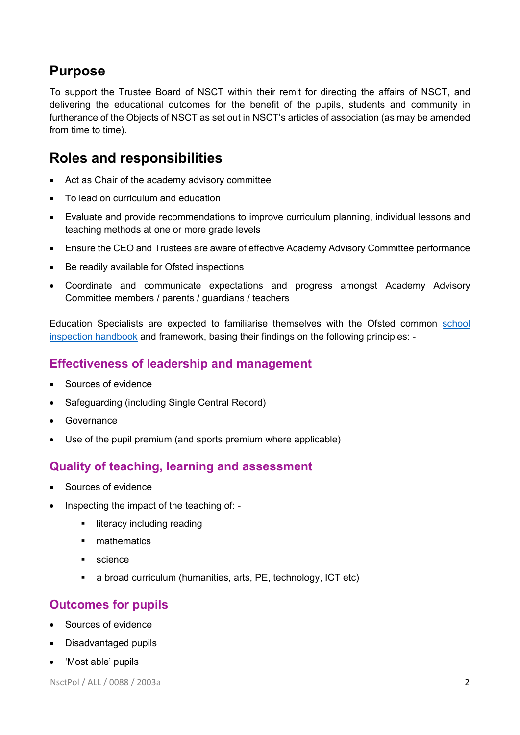## Purpose

To support the Trustee Board of NSCT within their remit for directing the affairs of NSCT, and delivering the educational outcomes for the benefit of the pupils, students and community in furtherance of the Objects of NSCT as set out in NSCT's articles of association (as may be amended from time to time).

## Roles and responsibilities

- Act as Chair of the academy advisory committee
- To lead on curriculum and education
- Evaluate and provide recommendations to improve curriculum planning, individual lessons and teaching methods at one or more grade levels
- Ensure the CEO and Trustees are aware of effective Academy Advisory Committee performance
- Be readily available for Ofsted inspections
- Coordinate and communicate expectations and progress amongst Academy Advisory Committee members / parents / guardians / teachers

Education Specialists are expected to familiarise themselves with the Ofsted common [school inspection handbook]() and framework, basing their findings on the following principles: -

### Effectiveness of leadership and management

- Sources of evidence
- Safeguarding (including Single Central Record)
- Governance
- Use of the pupil premium (and sports premium where applicable)

### Quality of teaching, learning and assessment

- Sources of evidence
- Inspecting the impact of the teaching of: -
    - literacy including reading
    - mathematics
    - science
    - a broad curriculum (humanities, arts, PE, technology, ICT etc)

### Outcomes for pupils

- Sources of evidence
- Disadvantaged pupils
- 'Most able' pupils

NsctPol / ALL / 0088 / 2003a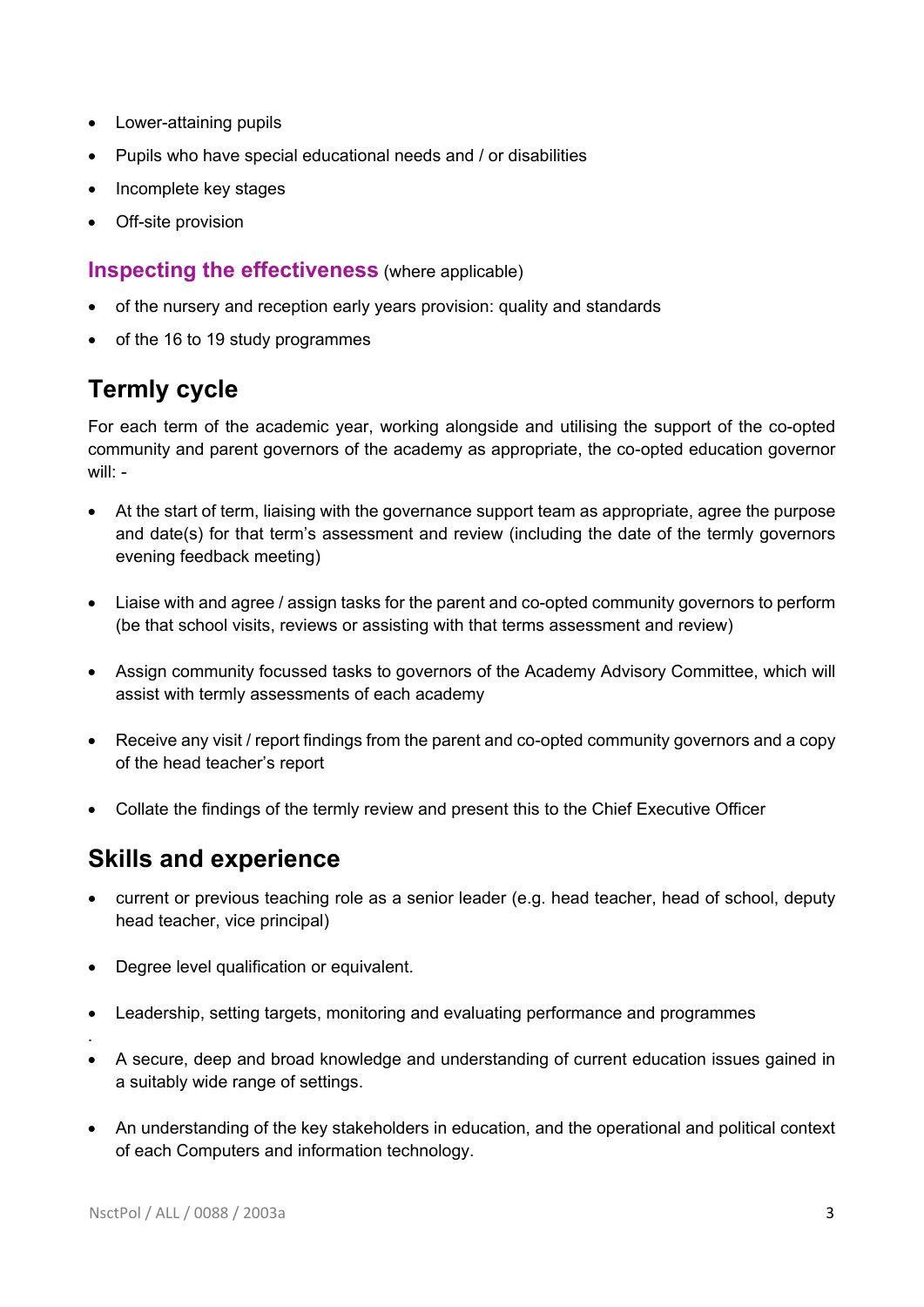- Lower-attaining pupils
- Pupils who have special educational needs and / or disabilities
- Incomplete key stages
- Off-site provision

### Inspecting the effectiveness (where applicable)

- of the nursery and reception early years provision: quality and standards
- of the 16 to 19 study programmes

## Termly cycle

For each term of the academic year, working alongside and utilising the support of the co-opted community and parent governors of the academy as appropriate, the co-opted education governor will: -

- At the start of term, liaising with the governance support team as appropriate, agree the purpose and date(s) for that term's assessment and review (including the date of the termly governors evening feedback meeting)

- Liaise with and agree / assign tasks for the parent and co-opted community governors to perform (be that school visits, reviews or assisting with that terms assessment and review)

- Assign community focussed tasks to governors of the Academy Advisory Committee, which will assist with termly assessments of each academy

- Receive any visit / report findings from the parent and co-opted community governors and a copy of the head teacher's report

- Collate the findings of the termly review and present this to the Chief Executive Officer

## Skills and experience

- current or previous teaching role as a senior leader (e.g. head teacher, head of school, deputy head teacher, vice principal)

- Degree level qualification or equivalent.

- Leadership, setting targets, monitoring and evaluating performance and programmes

.

- A secure, deep and broad knowledge and understanding of current education issues gained in a suitably wide range of settings.

- An understanding of the key stakeholders in education, and the operational and political context of each Computers and information technology.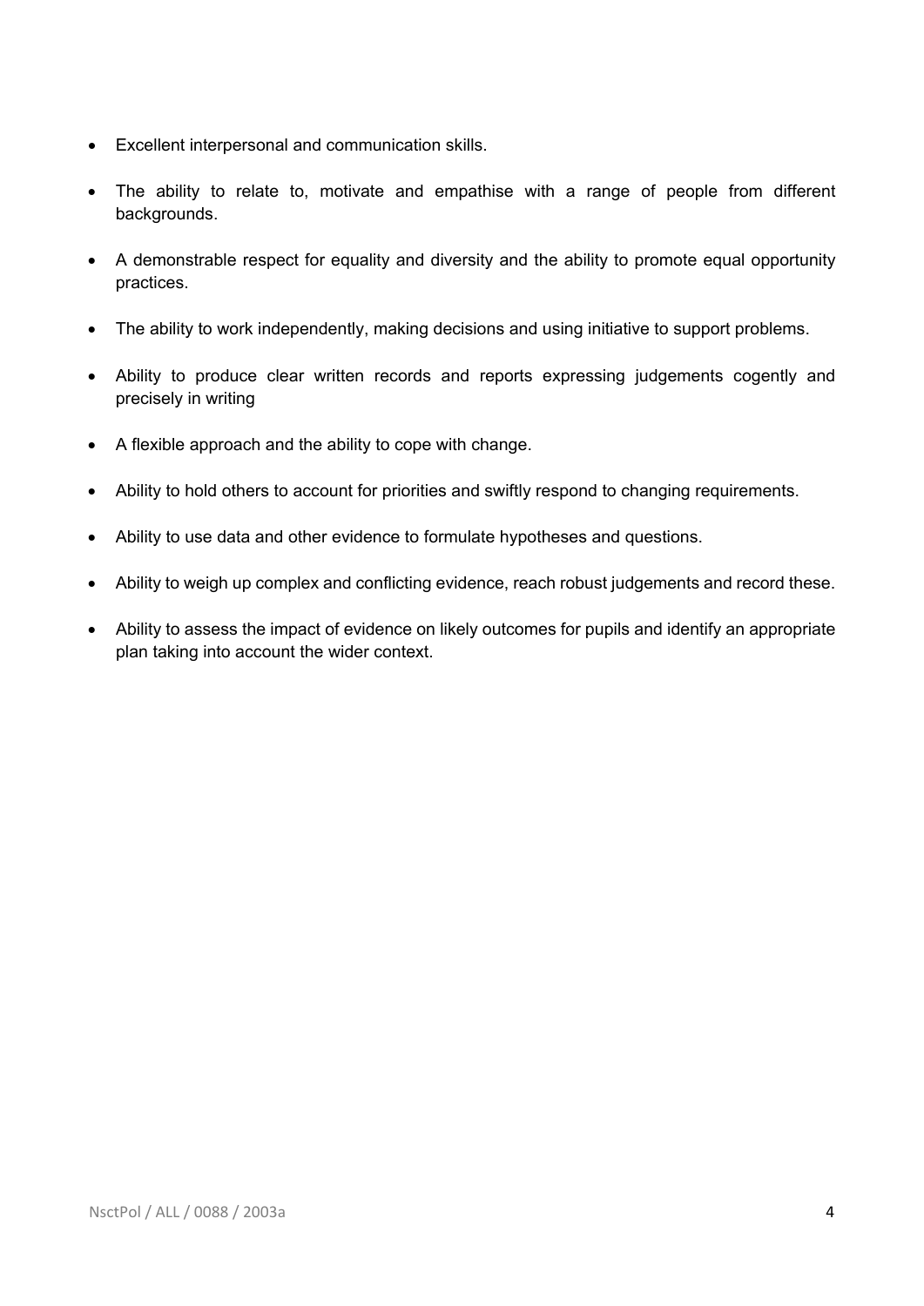- Excellent interpersonal and communication skills.
- The ability to relate to, motivate and empathise with a range of people from different backgrounds.
- A demonstrable respect for equality and diversity and the ability to promote equal opportunity practices.
- The ability to work independently, making decisions and using initiative to support problems.
- Ability to produce clear written records and reports expressing judgements cogently and precisely in writing
- A flexible approach and the ability to cope with change.
- Ability to hold others to account for priorities and swiftly respond to changing requirements.
- Ability to use data and other evidence to formulate hypotheses and questions.
- Ability to weigh up complex and conflicting evidence, reach robust judgements and record these.
- Ability to assess the impact of evidence on likely outcomes for pupils and identify an appropriate plan taking into account the wider context.